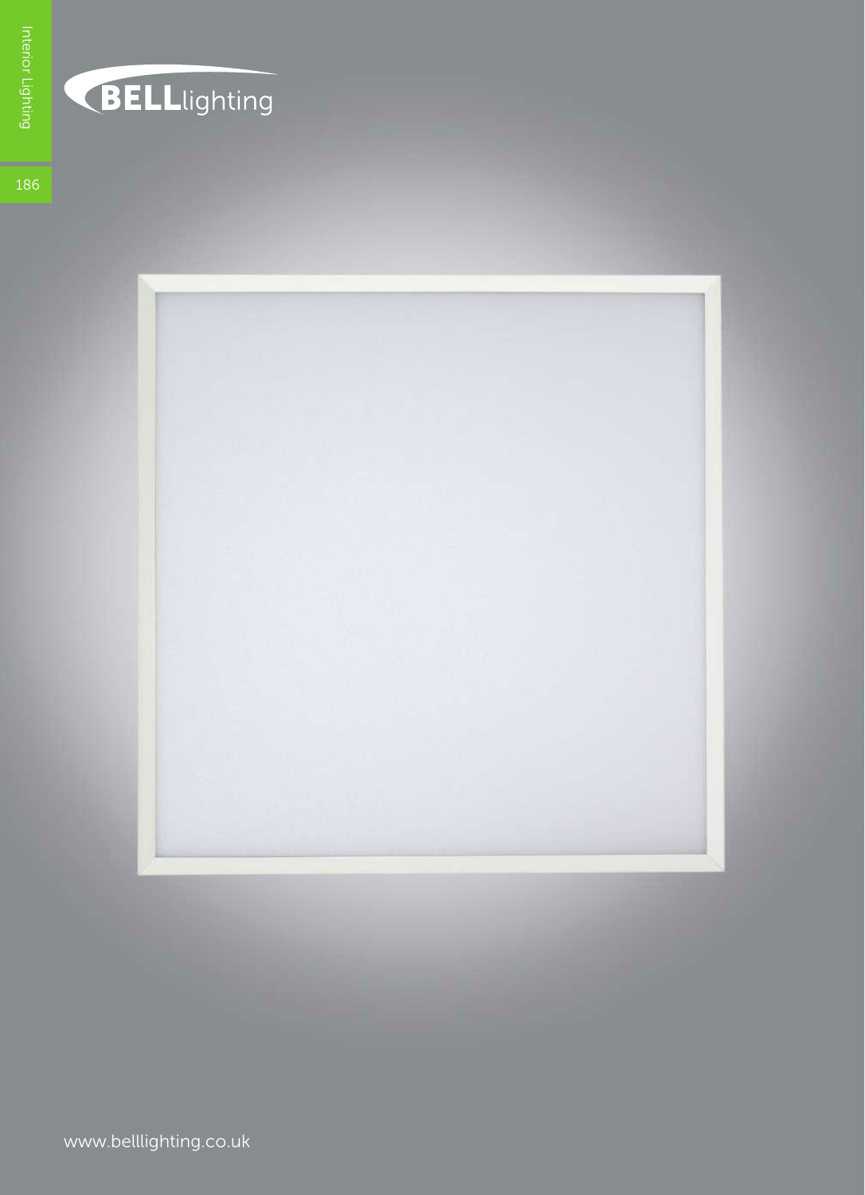BELLlighting

www.belllighting.co.uk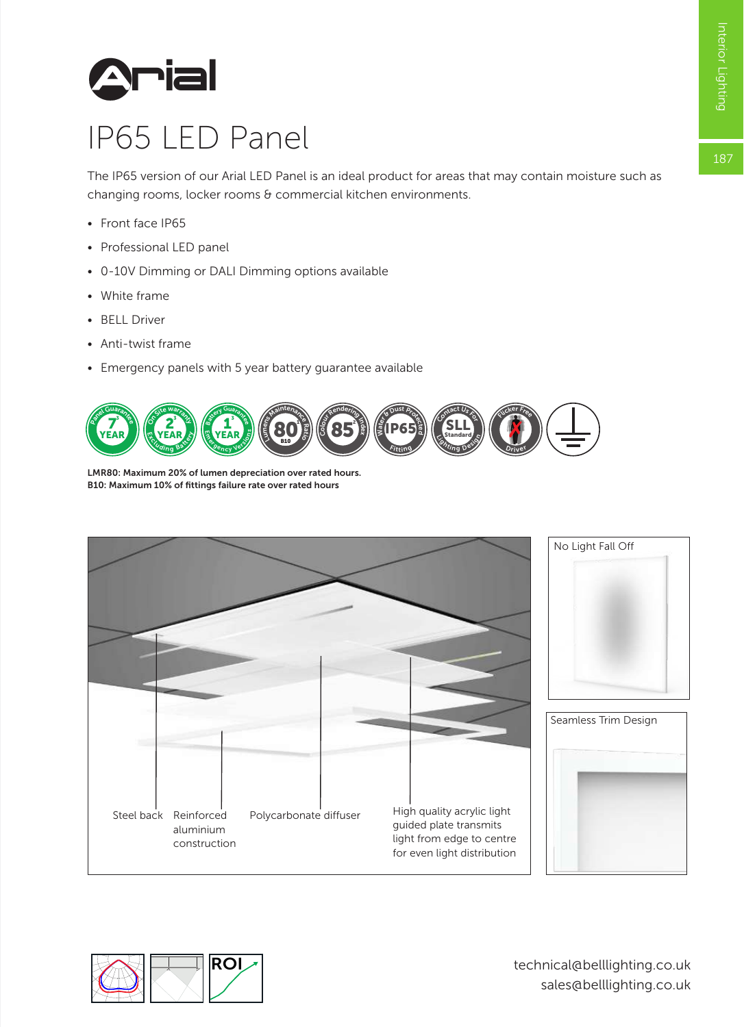# Arial

# IP65 LED Panel

The IP65 version of our Arial LED Panel is an ideal product for areas that may contain moisture such as changing rooms, locker rooms & commercial kitchen environments.

- Front face IP65
- Professional LED panel
- 0-10V Dimming or DALI Dimming options available
- White frame
- BELL Driver
- Anti-twist frame
- Emergency panels with 5 year battery guarantee available

**LMR80: Maximum 20% of lumen depreciation over rated hours.**
**B10: Maximum 10% of fittings failure rate over rated hours**

Steel back

Reinforced aluminium construction

Polycarbonate diffuser

High quality acrylic light guided plate transmits light from edge to centre for even light distribution

No Light Fall Off

Seamless Trim Design

technical@belllighting.co.uk
sales@belllighting.co.uk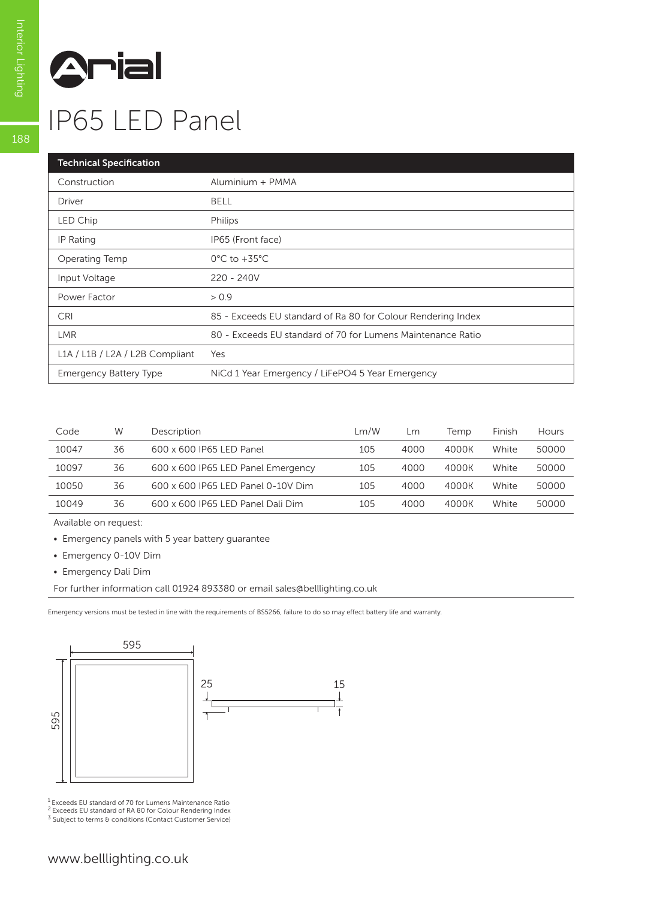Arial

# IP65 LED Panel

| Technical Specification | |
|---|---|
| Construction | Aluminium + PMMA |
| Driver | BELL |
| LED Chip | Philips |
| IP Rating | IP65 (Front face) |
| Operating Temp | 0°C to +35°C |
| Input Voltage | 220 - 240V |
| Power Factor | > 0.9 |
| CRI | 85 - Exceeds EU standard of Ra 80 for Colour Rendering Index |
| LMR | 80 - Exceeds EU standard of 70 for Lumens Maintenance Ratio |
| L1A / L1B / L2A / L2B Compliant | Yes |
| Emergency Battery Type | NiCd 1 Year Emergency / LiFePO4 5 Year Emergency |

| Code | W | Description | Lm/W | Lm | Temp | Finish | Hours |
|---|---|---|---|---|---|---|---|
| 10047 | 36 | 600 x 600 IP65 LED Panel | 105 | 4000 | 4000K | White | 50000 |
| 10097 | 36 | 600 x 600 IP65 LED Panel Emergency | 105 | 4000 | 4000K | White | 50000 |
| 10050 | 36 | 600 x 600 IP65 LED Panel 0-10V Dim | 105 | 4000 | 4000K | White | 50000 |
| 10049 | 36 | 600 x 600 IP65 LED Panel Dali Dim | 105 | 4000 | 4000K | White | 50000 |

Available on request:

- Emergency panels with 5 year battery guarantee
- Emergency 0-10V Dim
- Emergency Dali Dim

For further information call 01924 893380 or email sales@belllighting.co.uk

Emergency versions must be tested in line with the requirements of BS5266, failure to do so may effect battery life and warranty.

595

595

25

15

[1] Exceeds EU standard of 70 for Lumens Maintenance Ratio
[2] Exceeds EU standard of RA 80 for Colour Rendering Index
[3] Subject to terms & conditions (Contact Customer Service)

www.belllighting.co.uk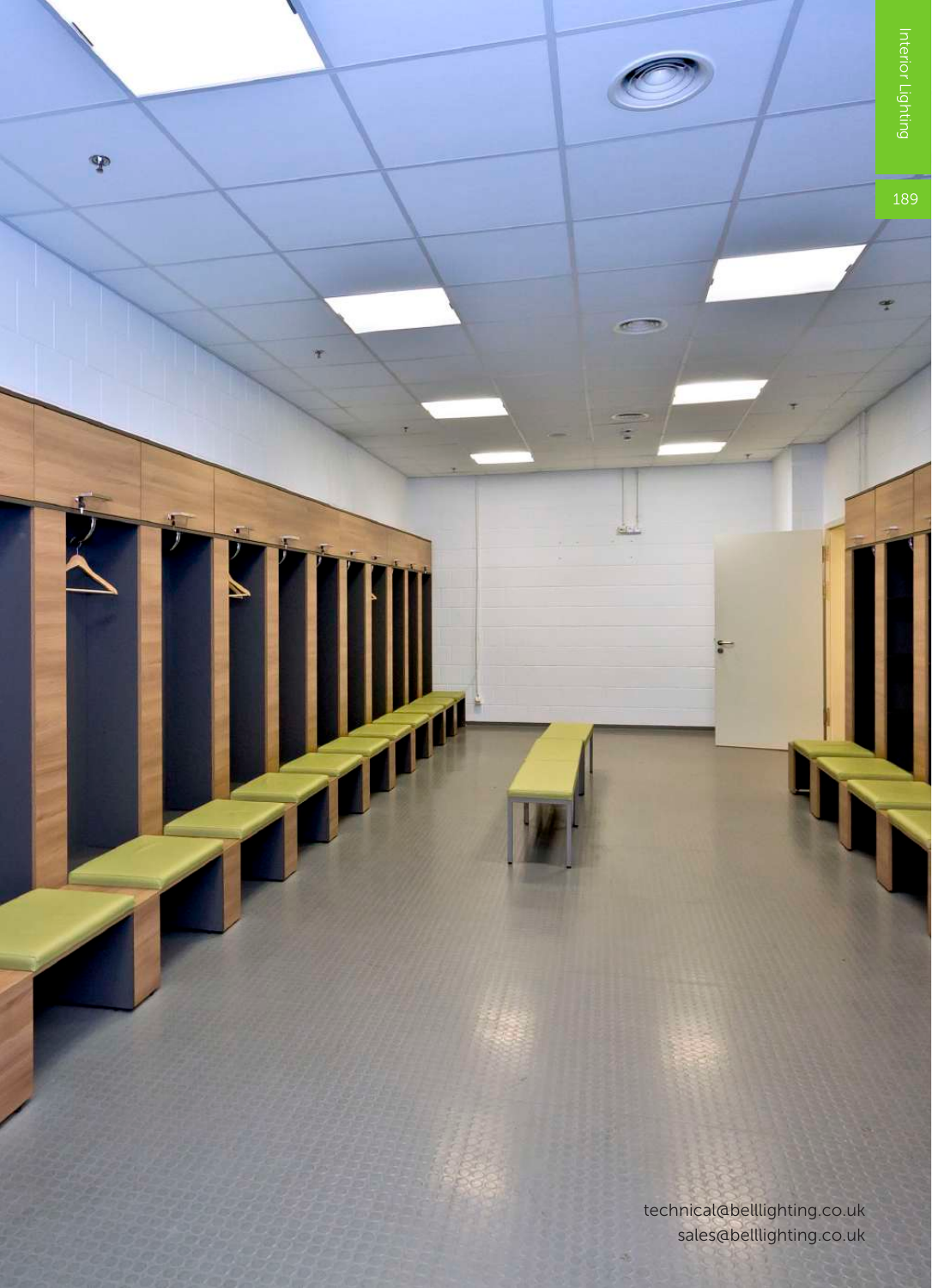technical@belllighting.co.uk
sales@belllighting.co.uk